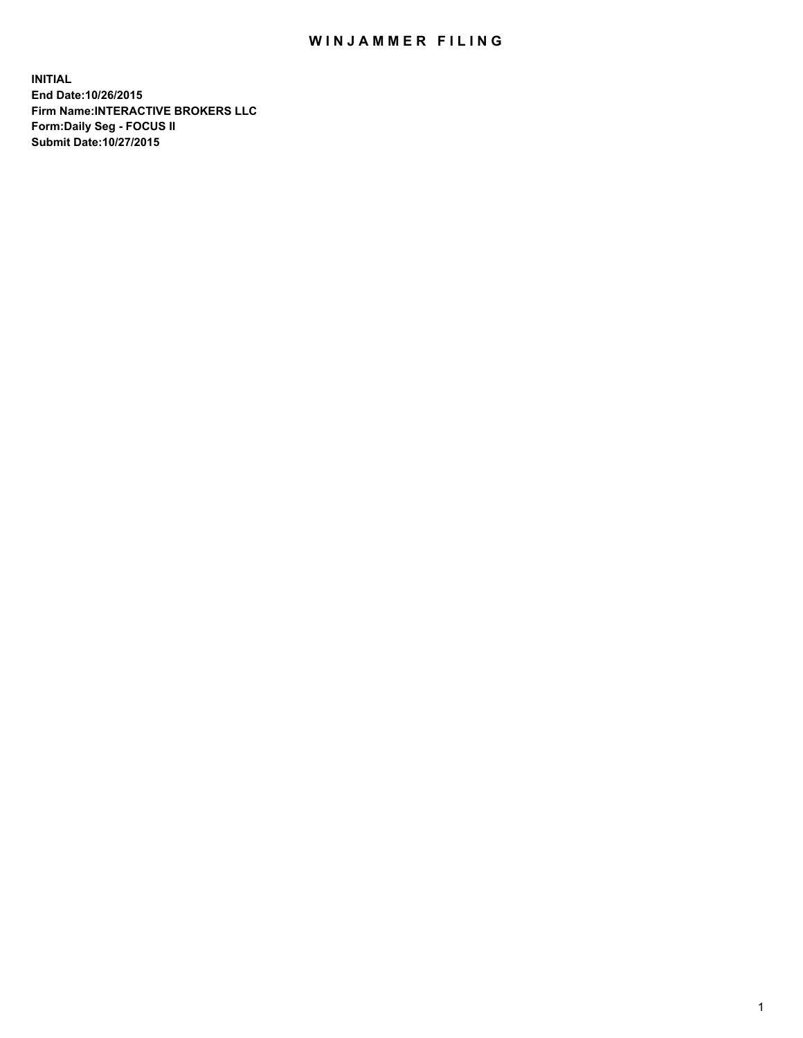# WINJAMMER FILING

**INITIAL**
**End Date:10/26/2015**
**Firm Name:INTERACTIVE BROKERS LLC**
**Form:Daily Seg - FOCUS II**
**Submit Date:10/27/2015**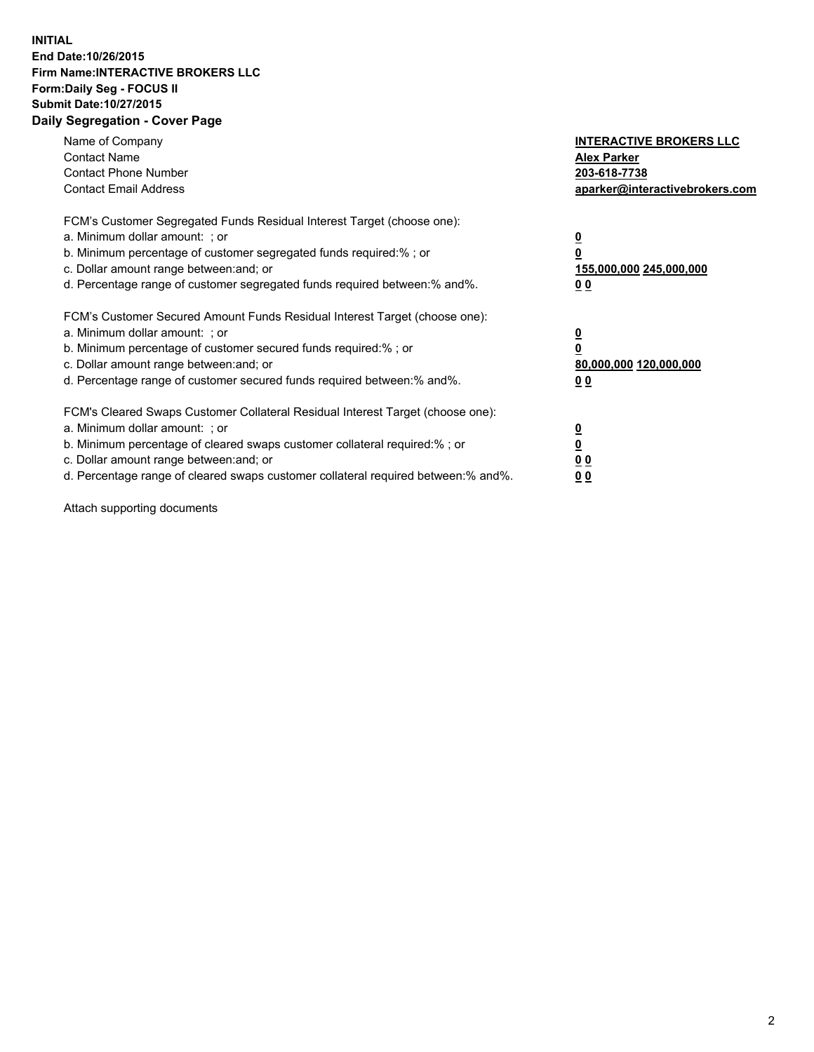**INITIAL**
**End Date:10/26/2015**
**Firm Name:INTERACTIVE BROKERS LLC**
**Form:Daily Seg - FOCUS II**
**Submit Date:10/27/2015**

## Daily Segregation - Cover Page

| | |
|---|---|
| Name of Company | **INTERACTIVE BROKERS LLC** |
| Contact Name | **Alex Parker** |
| Contact Phone Number | **203-618-7738** |
| Contact Email Address | **aparker@interactivebrokers.com** |

FCM's Customer Segregated Funds Residual Interest Target (choose one):

| | |
|---|---|
| a. Minimum dollar amount: ; or | **0** |
| b. Minimum percentage of customer segregated funds required:% ; or | **0** |
| c. Dollar amount range between:and; or | **155,000,000 245,000,000** |
| d. Percentage range of customer segregated funds required between:% and%. | **0 0** |

FCM's Customer Secured Amount Funds Residual Interest Target (choose one):

| | |
|---|---|
| a. Minimum dollar amount: ; or | **0** |
| b. Minimum percentage of customer secured funds required:% ; or | **0** |
| c. Dollar amount range between:and; or | **80,000,000 120,000,000** |
| d. Percentage range of customer secured funds required between:% and%. | **0 0** |

FCM's Cleared Swaps Customer Collateral Residual Interest Target (choose one):

| | |
|---|---|
| a. Minimum dollar amount: ; or | **0** |
| b. Minimum percentage of cleared swaps customer collateral required:% ; or | **0** |
| c. Dollar amount range between:and; or | **0 0** |
| d. Percentage range of cleared swaps customer collateral required between:% and%. | **0 0** |

Attach supporting documents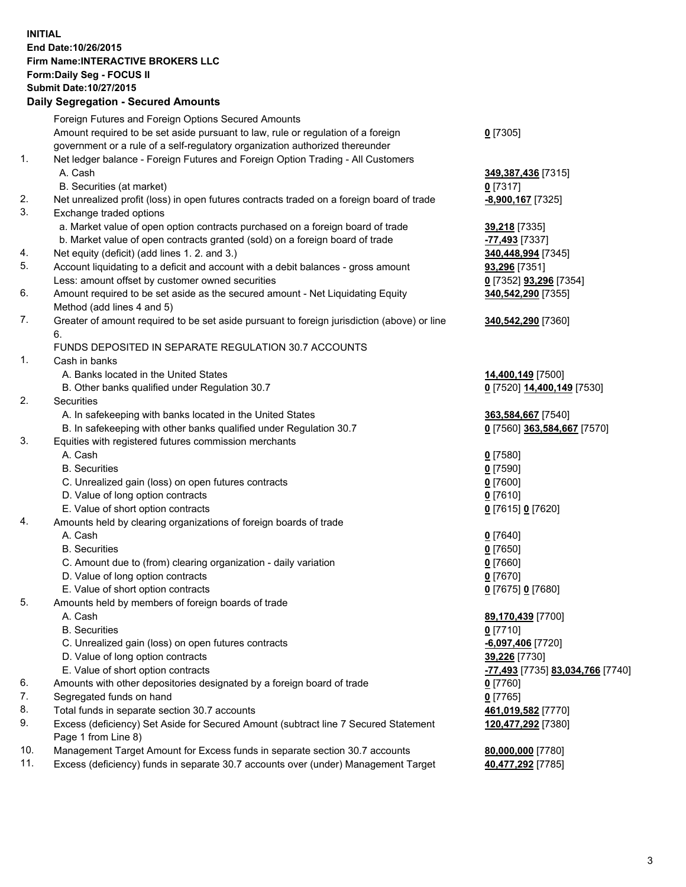**INITIAL**
**End Date:10/26/2015**
**Firm Name:INTERACTIVE BROKERS LLC**
**Form:Daily Seg - FOCUS II**
**Submit Date:10/27/2015**

### Daily Segregation - Secured Amounts

| | | |
|---|---|---|
| | Foreign Futures and Foreign Options Secured Amounts | |
| | Amount required to be set aside pursuant to law, rule or regulation of a foreign government or a rule of a self-regulatory organization authorized thereunder | **0** [7305] |
| 1. | Net ledger balance - Foreign Futures and Foreign Option Trading - All Customers | |
| | A. Cash | **349,387,436** [7315] |
| | B. Securities (at market) | **0** [7317] |
| 2. | Net unrealized profit (loss) in open futures contracts traded on a foreign board of trade | **-8,900,167** [7325] |
| 3. | Exchange traded options | |
| | a. Market value of open option contracts purchased on a foreign board of trade | **39,218** [7335] |
| | b. Market value of open contracts granted (sold) on a foreign board of trade | **-77,493** [7337] |
| 4. | Net equity (deficit) (add lines 1. 2. and 3.) | **340,448,994** [7345] |
| 5. | Account liquidating to a deficit and account with a debit balances - gross amount | **93,296** [7351] |
| | Less: amount offset by customer owned securities | **0** [7352] **93,296** [7354] |
| 6. | Amount required to be set aside as the secured amount - Net Liquidating Equity Method (add lines 4 and 5) | **340,542,290** [7355] |
| 7. | Greater of amount required to be set aside pursuant to foreign jurisdiction (above) or line 6. | **340,542,290** [7360] |
| | FUNDS DEPOSITED IN SEPARATE REGULATION 30.7 ACCOUNTS | |
| 1. | Cash in banks | |
| | A. Banks located in the United States | **14,400,149** [7500] |
| | B. Other banks qualified under Regulation 30.7 | **0** [7520] **14,400,149** [7530] |
| 2. | Securities | |
| | A. In safekeeping with banks located in the United States | **363,584,667** [7540] |
| | B. In safekeeping with other banks qualified under Regulation 30.7 | **0** [7560] **363,584,667** [7570] |
| 3. | Equities with registered futures commission merchants | |
| | A. Cash | **0** [7580] |
| | B. Securities | **0** [7590] |
| | C. Unrealized gain (loss) on open futures contracts | **0** [7600] |
| | D. Value of long option contracts | **0** [7610] |
| | E. Value of short option contracts | **0** [7615] **0** [7620] |
| 4. | Amounts held by clearing organizations of foreign boards of trade | |
| | A. Cash | **0** [7640] |
| | B. Securities | **0** [7650] |
| | C. Amount due to (from) clearing organization - daily variation | **0** [7660] |
| | D. Value of long option contracts | **0** [7670] |
| | E. Value of short option contracts | **0** [7675] **0** [7680] |
| 5. | Amounts held by members of foreign boards of trade | |
| | A. Cash | **89,170,439** [7700] |
| | B. Securities | **0** [7710] |
| | C. Unrealized gain (loss) on open futures contracts | **-6,097,406** [7720] |
| | D. Value of long option contracts | **39,226** [7730] |
| | E. Value of short option contracts | **-77,493** [7735] **83,034,766** [7740] |
| 6. | Amounts with other depositories designated by a foreign board of trade | **0** [7760] |
| 7. | Segregated funds on hand | **0** [7765] |
| 8. | Total funds in separate section 30.7 accounts | **461,019,582** [7770] |
| 9. | Excess (deficiency) Set Aside for Secured Amount (subtract line 7 Secured Statement Page 1 from Line 8) | **120,477,292** [7380] |
| 10. | Management Target Amount for Excess funds in separate section 30.7 accounts | **80,000,000** [7780] |
| 11. | Excess (deficiency) funds in separate 30.7 accounts over (under) Management Target | **40,477,292** [7785] |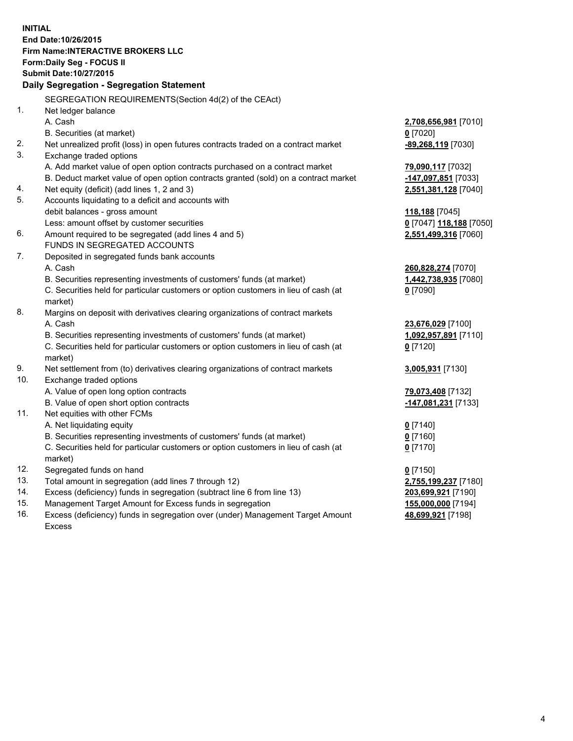**INITIAL**
**End Date:10/26/2015**
**Firm Name:INTERACTIVE BROKERS LLC**
**Form:Daily Seg - FOCUS II**
**Submit Date:10/27/2015**

### Daily Segregation - Segregation Statement

SEGREGATION REQUIREMENTS(Section 4d(2) of the CEAct)

| | | |
|---|---|---|
| 1. | Net ledger balance | |
| | A. Cash | **2,708,656,981** [7010] |
| | B. Securities (at market) | **0** [7020] |
| 2. | Net unrealized profit (loss) in open futures contracts traded on a contract market | **-89,268,119** [7030] |
| 3. | Exchange traded options | |
| | A. Add market value of open option contracts purchased on a contract market | **79,090,117** [7032] |
| | B. Deduct market value of open option contracts granted (sold) on a contract market | **-147,097,851** [7033] |
| 4. | Net equity (deficit) (add lines 1, 2 and 3) | **2,551,381,128** [7040] |
| 5. | Accounts liquidating to a deficit and accounts with debit balances - gross amount | **118,188** [7045] |
| | Less: amount offset by customer securities | **0** [7047] **118,188** [7050] |
| 6. | Amount required to be segregated (add lines 4 and 5) | **2,551,499,316** [7060] |
| | FUNDS IN SEGREGATED ACCOUNTS | |
| 7. | Deposited in segregated funds bank accounts | |
| | A. Cash | **260,828,274** [7070] |
| | B. Securities representing investments of customers' funds (at market) | **1,442,738,935** [7080] |
| | C. Securities held for particular customers or option customers in lieu of cash (at market) | **0** [7090] |
| 8. | Margins on deposit with derivatives clearing organizations of contract markets | |
| | A. Cash | **23,676,029** [7100] |
| | B. Securities representing investments of customers' funds (at market) | **1,092,957,891** [7110] |
| | C. Securities held for particular customers or option customers in lieu of cash (at market) | **0** [7120] |
| 9. | Net settlement from (to) derivatives clearing organizations of contract markets | **3,005,931** [7130] |
| 10. | Exchange traded options | |
| | A. Value of open long option contracts | **79,073,408** [7132] |
| | B. Value of open short option contracts | **-147,081,231** [7133] |
| 11. | Net equities with other FCMs | |
| | A. Net liquidating equity | **0** [7140] |
| | B. Securities representing investments of customers' funds (at market) | **0** [7160] |
| | C. Securities held for particular customers or option customers in lieu of cash (at market) | **0** [7170] |
| 12. | Segregated funds on hand | **0** [7150] |
| 13. | Total amount in segregation (add lines 7 through 12) | **2,755,199,237** [7180] |
| 14. | Excess (deficiency) funds in segregation (subtract line 6 from line 13) | **203,699,921** [7190] |
| 15. | Management Target Amount for Excess funds in segregation | **155,000,000** [7194] |
| 16. | Excess (deficiency) funds in segregation over (under) Management Target Amount Excess | **48,699,921** [7198] |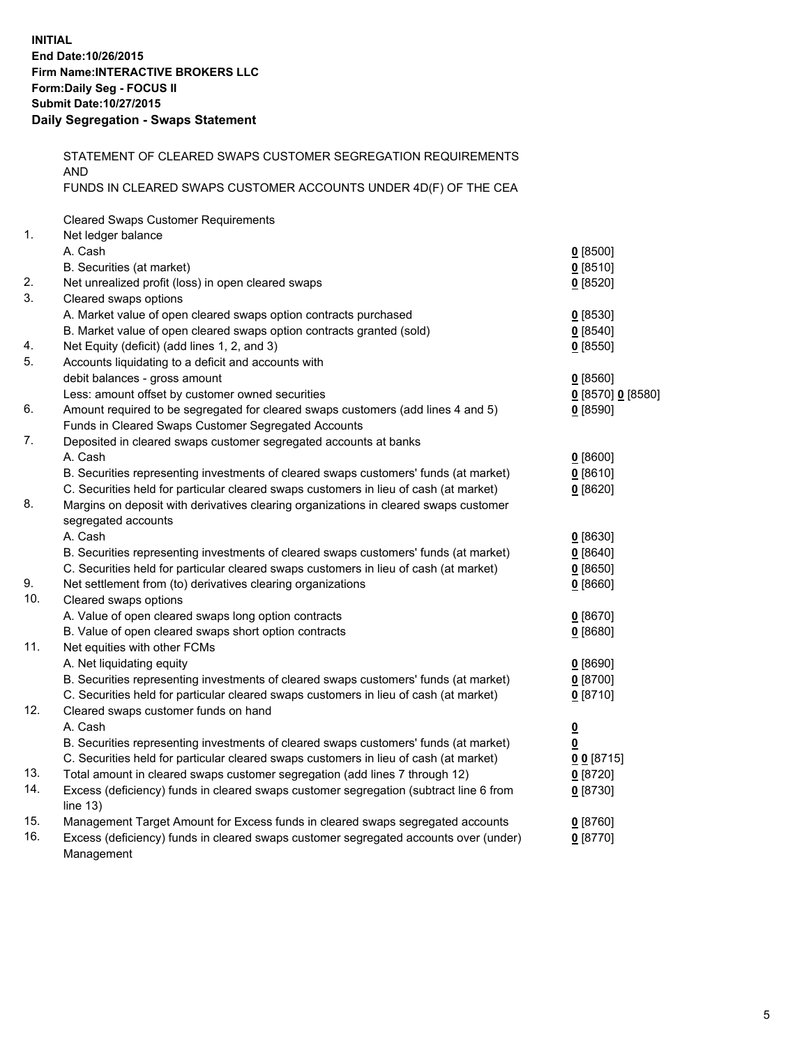**INITIAL**
**End Date:10/26/2015**
**Firm Name:INTERACTIVE BROKERS LLC**
**Form:Daily Seg - FOCUS II**
**Submit Date:10/27/2015**
**Daily Segregation - Swaps Statement**

STATEMENT OF CLEARED SWAPS CUSTOMER SEGREGATION REQUIREMENTS AND FUNDS IN CLEARED SWAPS CUSTOMER ACCOUNTS UNDER 4D(F) OF THE CEA

| | | |
|---|---|---|
| | Cleared Swaps Customer Requirements | |
| 1. | Net ledger balance | |
| | A. Cash | 0 [8500] |
| | B. Securities (at market) | 0 [8510] |
| 2. | Net unrealized profit (loss) in open cleared swaps | 0 [8520] |
| 3. | Cleared swaps options | |
| | A. Market value of open cleared swaps option contracts purchased | 0 [8530] |
| | B. Market value of open cleared swaps option contracts granted (sold) | 0 [8540] |
| 4. | Net Equity (deficit) (add lines 1, 2, and 3) | 0 [8550] |
| 5. | Accounts liquidating to a deficit and accounts with debit balances - gross amount | 0 [8560] |
| | Less: amount offset by customer owned securities | 0 [8570] 0 [8580] |
| 6. | Amount required to be segregated for cleared swaps customers (add lines 4 and 5) | 0 [8590] |
| | Funds in Cleared Swaps Customer Segregated Accounts | |
| 7. | Deposited in cleared swaps customer segregated accounts at banks | |
| | A. Cash | 0 [8600] |
| | B. Securities representing investments of cleared swaps customers' funds (at market) | 0 [8610] |
| | C. Securities held for particular cleared swaps customers in lieu of cash (at market) | 0 [8620] |
| 8. | Margins on deposit with derivatives clearing organizations in cleared swaps customer segregated accounts | |
| | A. Cash | 0 [8630] |
| | B. Securities representing investments of cleared swaps customers' funds (at market) | 0 [8640] |
| | C. Securities held for particular cleared swaps customers in lieu of cash (at market) | 0 [8650] |
| 9. | Net settlement from (to) derivatives clearing organizations | 0 [8660] |
| 10. | Cleared swaps options | |
| | A. Value of open cleared swaps long option contracts | 0 [8670] |
| | B. Value of open cleared swaps short option contracts | 0 [8680] |
| 11. | Net equities with other FCMs | |
| | A. Net liquidating equity | 0 [8690] |
| | B. Securities representing investments of cleared swaps customers' funds (at market) | 0 [8700] |
| | C. Securities held for particular cleared swaps customers in lieu of cash (at market) | 0 [8710] |
| 12. | Cleared swaps customer funds on hand | |
| | A. Cash | 0 |
| | B. Securities representing investments of cleared swaps customers' funds (at market) | 0 |
| | C. Securities held for particular cleared swaps customers in lieu of cash (at market) | 0 0 [8715] |
| 13. | Total amount in cleared swaps customer segregation (add lines 7 through 12) | 0 [8720] |
| 14. | Excess (deficiency) funds in cleared swaps customer segregation (subtract line 6 from line 13) | 0 [8730] |
| 15. | Management Target Amount for Excess funds in cleared swaps segregated accounts | 0 [8760] |
| 16. | Excess (deficiency) funds in cleared swaps customer segregated accounts over (under) Management | 0 [8770] |